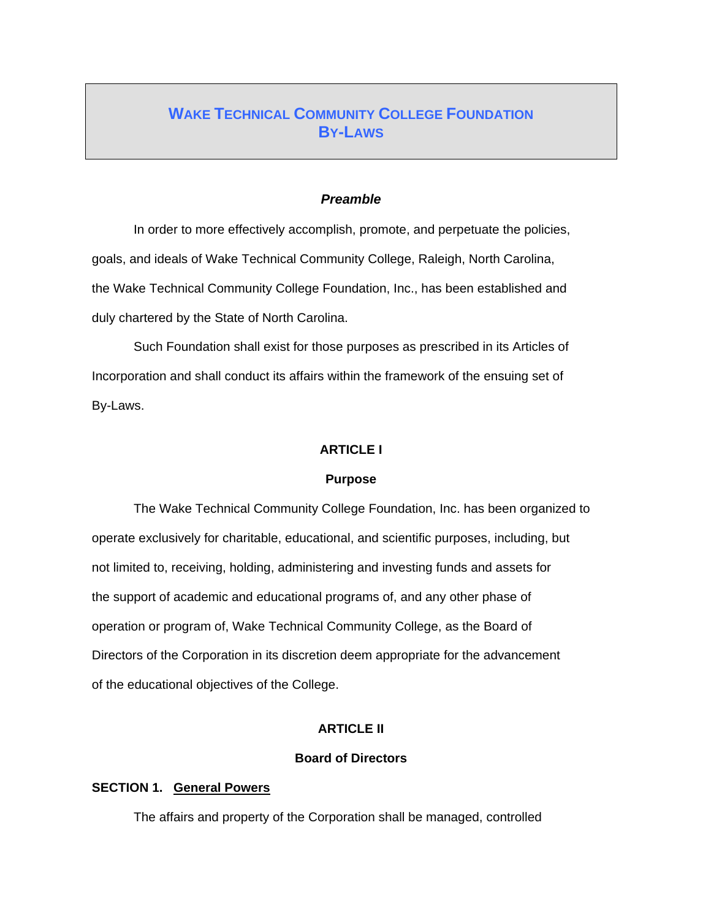# Wake Technical Community College Foundation By-Laws

### *Preamble*

In order to more effectively accomplish, promote, and perpetuate the policies, goals, and ideals of Wake Technical Community College, Raleigh, North Carolina, the Wake Technical Community College Foundation, Inc., has been established and duly chartered by the State of North Carolina.

Such Foundation shall exist for those purposes as prescribed in its Articles of Incorporation and shall conduct its affairs within the framework of the ensuing set of By-Laws.

## ARTICLE I

### Purpose

The Wake Technical Community College Foundation, Inc. has been organized to operate exclusively for charitable, educational, and scientific purposes, including, but not limited to, receiving, holding, administering and investing funds and assets for the support of academic and educational programs of, and any other phase of operation or program of, Wake Technical Community College, as the Board of Directors of the Corporation in its discretion deem appropriate for the advancement of the educational objectives of the College.

## ARTICLE II

### Board of Directors

**SECTION 1. General Powers**

The affairs and property of the Corporation shall be managed, controlled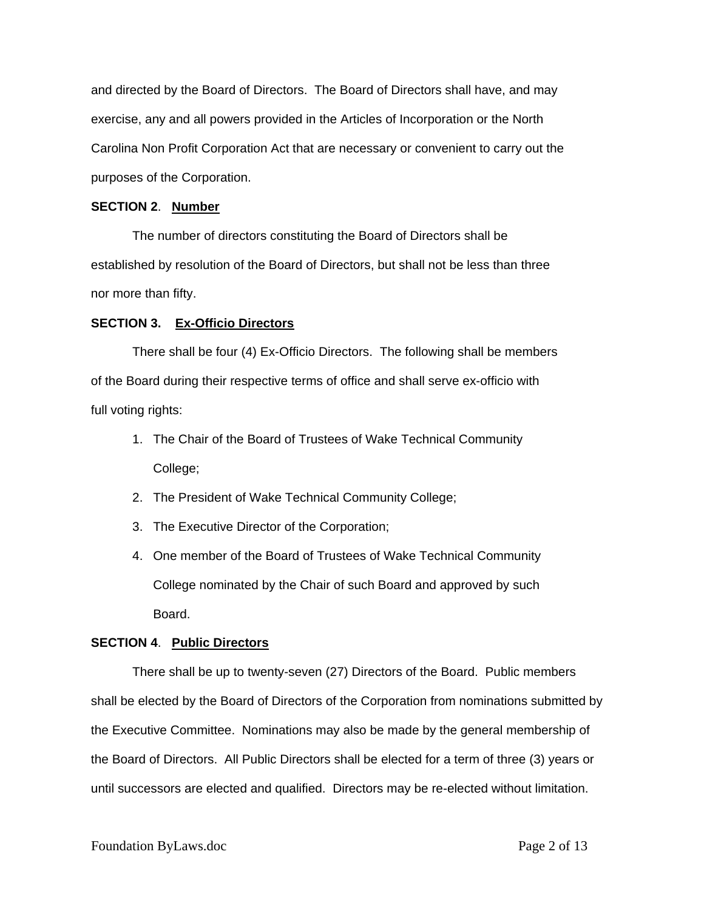and directed by the Board of Directors. The Board of Directors shall have, and may exercise, any and all powers provided in the Articles of Incorporation or the North Carolina Non Profit Corporation Act that are necessary or convenient to carry out the purposes of the Corporation.

**SECTION 2**. **Number**

The number of directors constituting the Board of Directors shall be established by resolution of the Board of Directors, but shall not be less than three nor more than fifty.

**SECTION 3. Ex-Officio Directors**

There shall be four (4) Ex-Officio Directors. The following shall be members of the Board during their respective terms of office and shall serve ex-officio with full voting rights:

1. The Chair of the Board of Trustees of Wake Technical Community College;
2. The President of Wake Technical Community College;
3. The Executive Director of the Corporation;
4. One member of the Board of Trustees of Wake Technical Community College nominated by the Chair of such Board and approved by such Board.

**SECTION 4**. **Public Directors**

There shall be up to twenty-seven (27) Directors of the Board. Public members shall be elected by the Board of Directors of the Corporation from nominations submitted by the Executive Committee. Nominations may also be made by the general membership of the Board of Directors. All Public Directors shall be elected for a term of three (3) years or until successors are elected and qualified. Directors may be re-elected without limitation.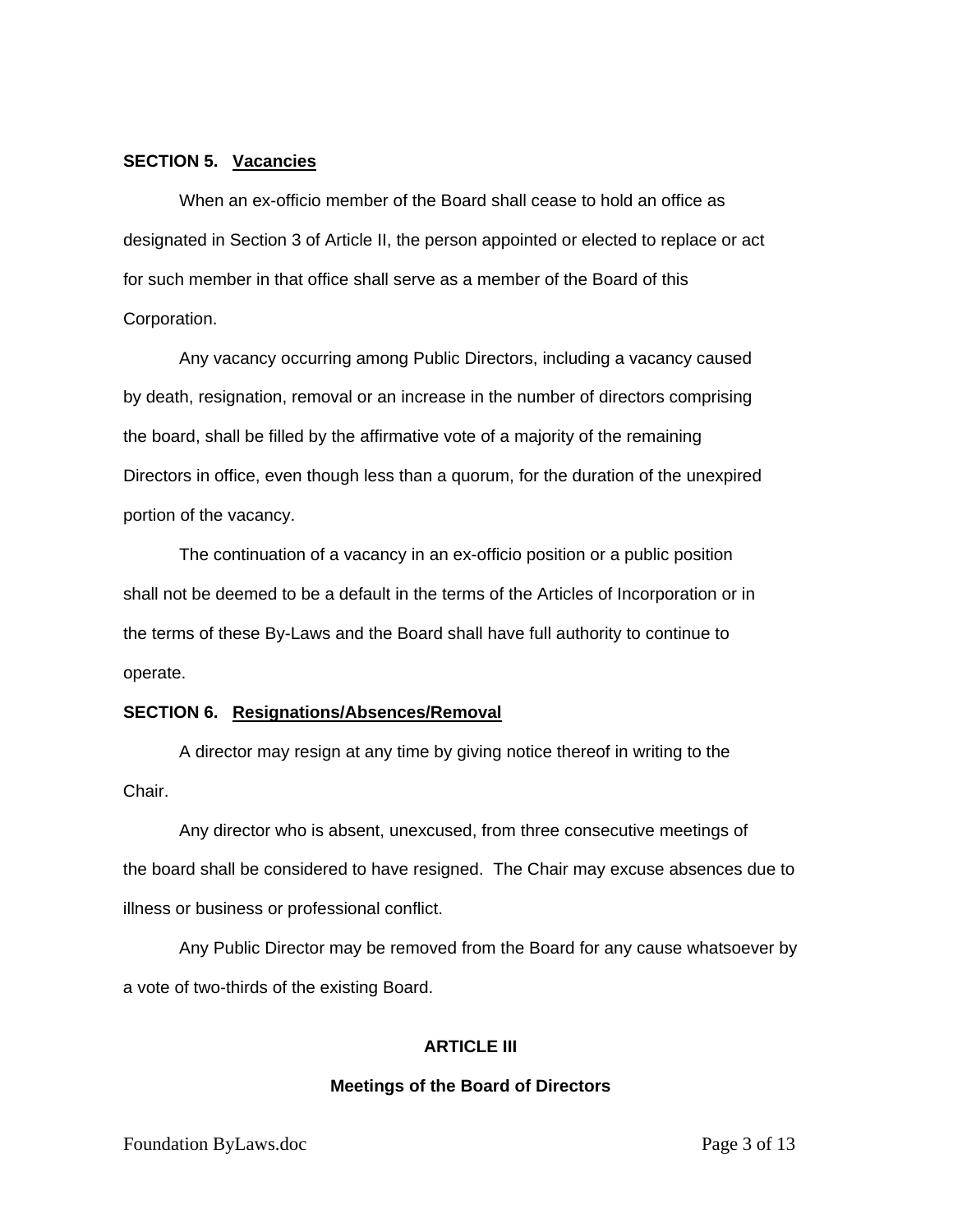**SECTION 5. <u>Vacancies</u>**

When an ex-officio member of the Board shall cease to hold an office as designated in Section 3 of Article II, the person appointed or elected to replace or act for such member in that office shall serve as a member of the Board of this Corporation.

Any vacancy occurring among Public Directors, including a vacancy caused by death, resignation, removal or an increase in the number of directors comprising the board, shall be filled by the affirmative vote of a majority of the remaining Directors in office, even though less than a quorum, for the duration of the unexpired portion of the vacancy.

The continuation of a vacancy in an ex-officio position or a public position shall not be deemed to be a default in the terms of the Articles of Incorporation or in the terms of these By-Laws and the Board shall have full authority to continue to operate.

**SECTION 6. <u>Resignations/Absences/Removal</u>**

A director may resign at any time by giving notice thereof in writing to the Chair.

Any director who is absent, unexcused, from three consecutive meetings of the board shall be considered to have resigned. The Chair may excuse absences due to illness or business or professional conflict.

Any Public Director may be removed from the Board for any cause whatsoever by a vote of two-thirds of the existing Board.

## ARTICLE III

### Meetings of the Board of Directors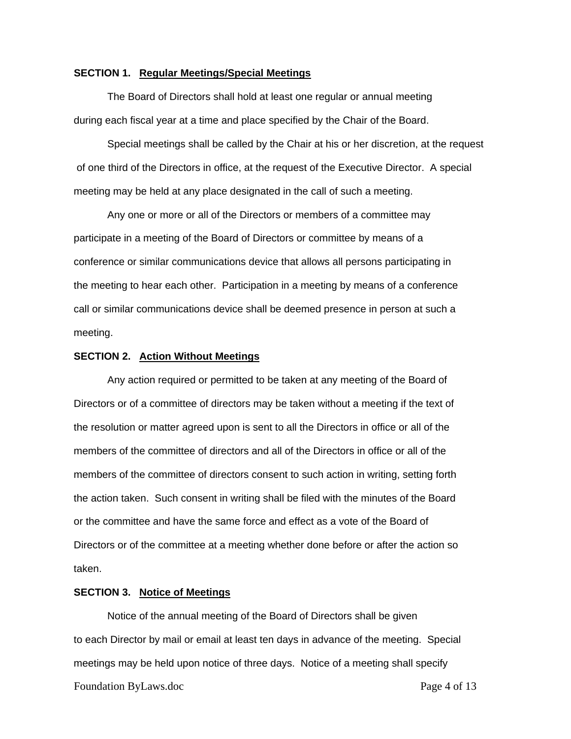**SECTION 1. <u>Regular Meetings/Special Meetings</u>**

The Board of Directors shall hold at least one regular or annual meeting during each fiscal year at a time and place specified by the Chair of the Board.

Special meetings shall be called by the Chair at his or her discretion, at the request of one third of the Directors in office, at the request of the Executive Director. A special meeting may be held at any place designated in the call of such a meeting.

Any one or more or all of the Directors or members of a committee may participate in a meeting of the Board of Directors or committee by means of a conference or similar communications device that allows all persons participating in the meeting to hear each other. Participation in a meeting by means of a conference call or similar communications device shall be deemed presence in person at such a meeting.

**SECTION 2. <u>Action Without Meetings</u>**

Any action required or permitted to be taken at any meeting of the Board of Directors or of a committee of directors may be taken without a meeting if the text of the resolution or matter agreed upon is sent to all the Directors in office or all of the members of the committee of directors and all of the Directors in office or all of the members of the committee of directors consent to such action in writing, setting forth the action taken. Such consent in writing shall be filed with the minutes of the Board or the committee and have the same force and effect as a vote of the Board of Directors or of the committee at a meeting whether done before or after the action so taken.

**SECTION 3. <u>Notice of Meetings</u>**

Notice of the annual meeting of the Board of Directors shall be given to each Director by mail or email at least ten days in advance of the meeting. Special meetings may be held upon notice of three days. Notice of a meeting shall specify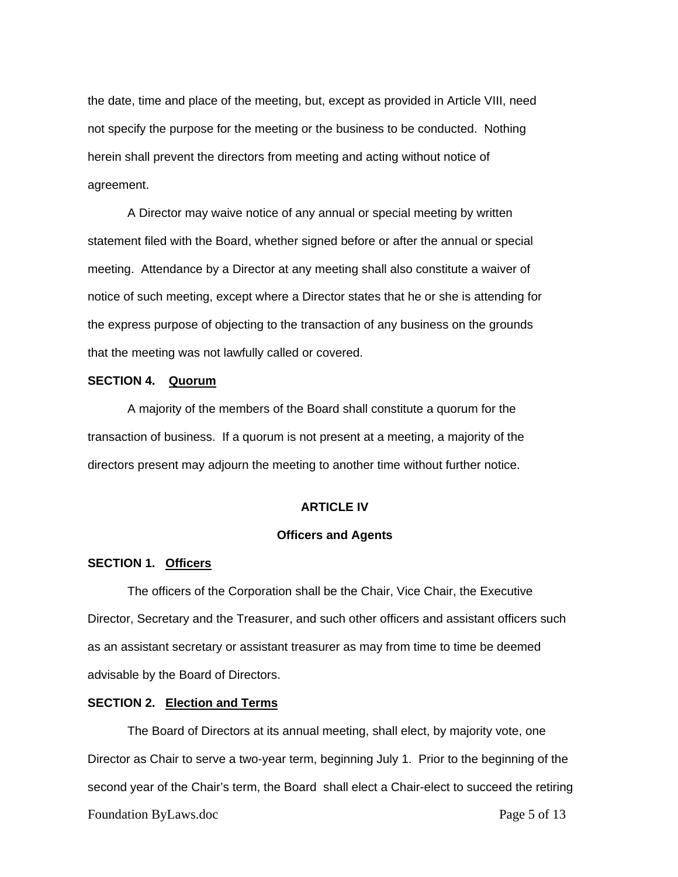the date, time and place of the meeting, but, except as provided in Article VIII, need not specify the purpose for the meeting or the business to be conducted. Nothing herein shall prevent the directors from meeting and acting without notice of agreement.

A Director may waive notice of any annual or special meeting by written statement filed with the Board, whether signed before or after the annual or special meeting. Attendance by a Director at any meeting shall also constitute a waiver of notice of such meeting, except where a Director states that he or she is attending for the express purpose of objecting to the transaction of any business on the grounds that the meeting was not lawfully called or covered.

**SECTION 4. Quorum**

A majority of the members of the Board shall constitute a quorum for the transaction of business. If a quorum is not present at a meeting, a majority of the directors present may adjourn the meeting to another time without further notice.

## ARTICLE IV

## Officers and Agents

**SECTION 1. Officers**

The officers of the Corporation shall be the Chair, Vice Chair, the Executive Director, Secretary and the Treasurer, and such other officers and assistant officers such as an assistant secretary or assistant treasurer as may from time to time be deemed advisable by the Board of Directors.

**SECTION 2. Election and Terms**

The Board of Directors at its annual meeting, shall elect, by majority vote, one Director as Chair to serve a two-year term, beginning July 1. Prior to the beginning of the second year of the Chair's term, the Board shall elect a Chair-elect to succeed the retiring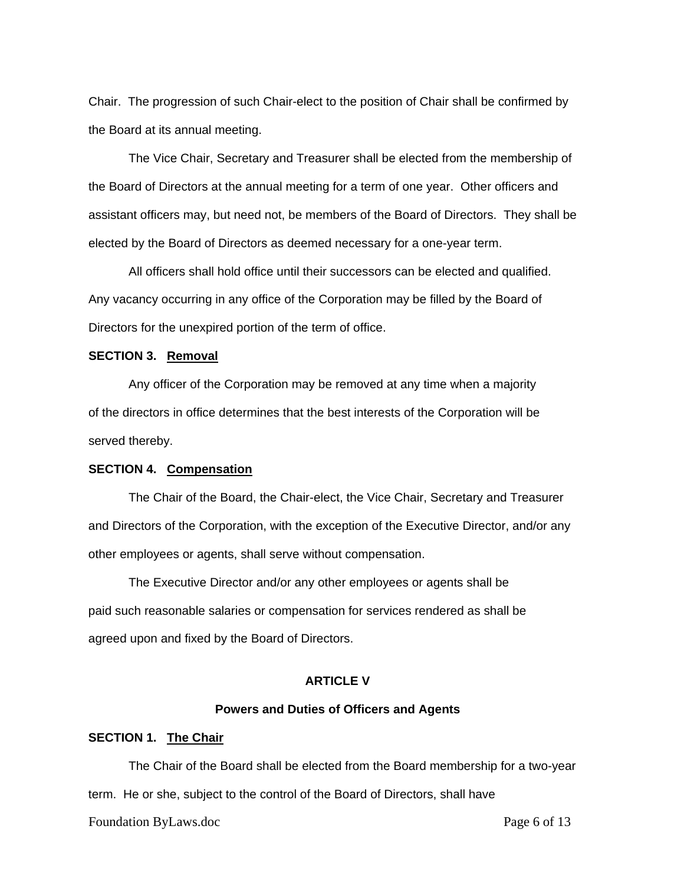Chair. The progression of such Chair-elect to the position of Chair shall be confirmed by the Board at its annual meeting.

The Vice Chair, Secretary and Treasurer shall be elected from the membership of the Board of Directors at the annual meeting for a term of one year. Other officers and assistant officers may, but need not, be members of the Board of Directors. They shall be elected by the Board of Directors as deemed necessary for a one-year term.

All officers shall hold office until their successors can be elected and qualified. Any vacancy occurring in any office of the Corporation may be filled by the Board of Directors for the unexpired portion of the term of office.

**SECTION 3. <u>Removal</u>**

Any officer of the Corporation may be removed at any time when a majority of the directors in office determines that the best interests of the Corporation will be served thereby.

**SECTION 4. <u>Compensation</u>**

The Chair of the Board, the Chair-elect, the Vice Chair, Secretary and Treasurer and Directors of the Corporation, with the exception of the Executive Director, and/or any other employees or agents, shall serve without compensation.

The Executive Director and/or any other employees or agents shall be paid such reasonable salaries or compensation for services rendered as shall be agreed upon and fixed by the Board of Directors.

## ARTICLE V

### Powers and Duties of Officers and Agents

**SECTION 1. <u>The Chair</u>**

The Chair of the Board shall be elected from the Board membership for a two-year term. He or she, subject to the control of the Board of Directors, shall have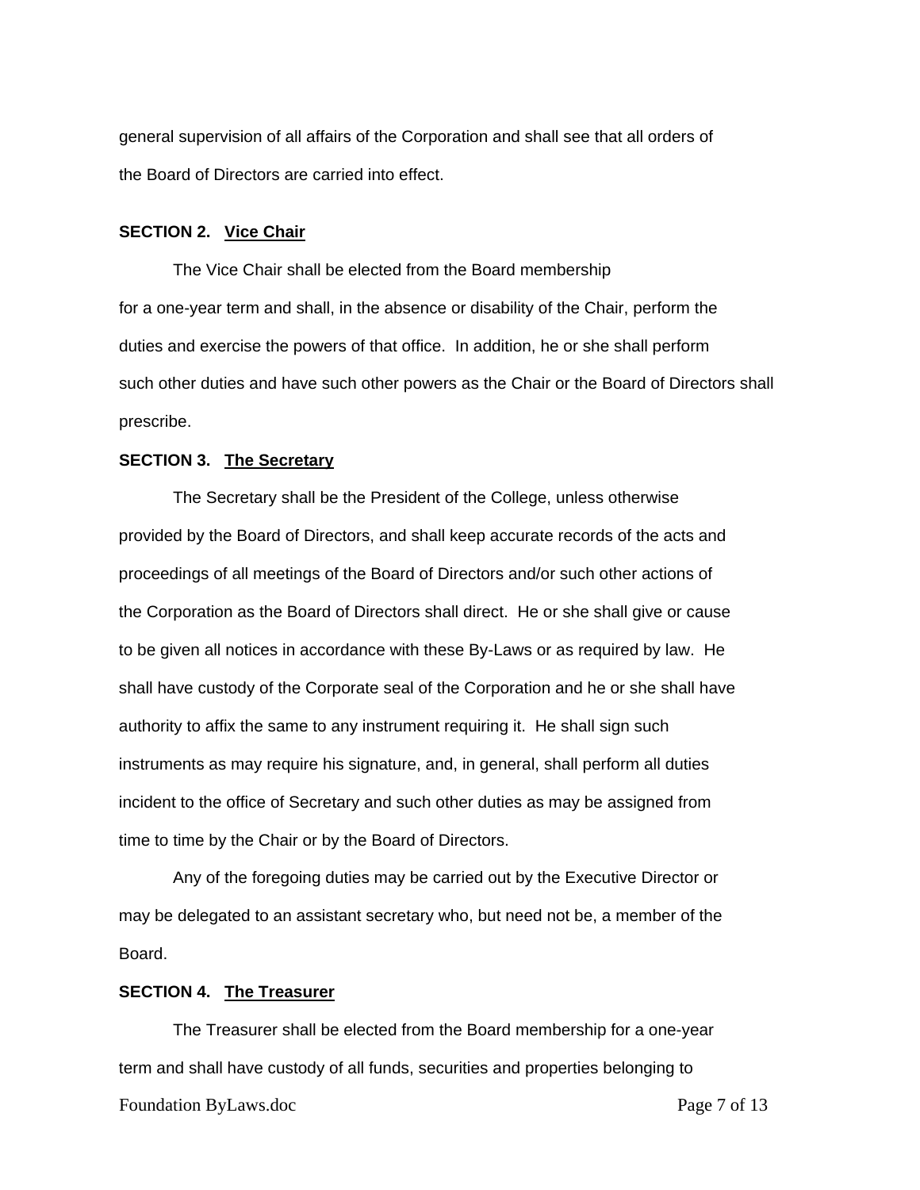general supervision of all affairs of the Corporation and shall see that all orders of the Board of Directors are carried into effect.

**SECTION 2. Vice Chair**

The Vice Chair shall be elected from the Board membership for a one-year term and shall, in the absence or disability of the Chair, perform the duties and exercise the powers of that office. In addition, he or she shall perform such other duties and have such other powers as the Chair or the Board of Directors shall prescribe.

**SECTION 3. The Secretary**

The Secretary shall be the President of the College, unless otherwise provided by the Board of Directors, and shall keep accurate records of the acts and proceedings of all meetings of the Board of Directors and/or such other actions of the Corporation as the Board of Directors shall direct. He or she shall give or cause to be given all notices in accordance with these By-Laws or as required by law. He shall have custody of the Corporate seal of the Corporation and he or she shall have authority to affix the same to any instrument requiring it. He shall sign such instruments as may require his signature, and, in general, shall perform all duties incident to the office of Secretary and such other duties as may be assigned from time to time by the Chair or by the Board of Directors.

Any of the foregoing duties may be carried out by the Executive Director or may be delegated to an assistant secretary who, but need not be, a member of the Board.

**SECTION 4. The Treasurer**

The Treasurer shall be elected from the Board membership for a one-year term and shall have custody of all funds, securities and properties belonging to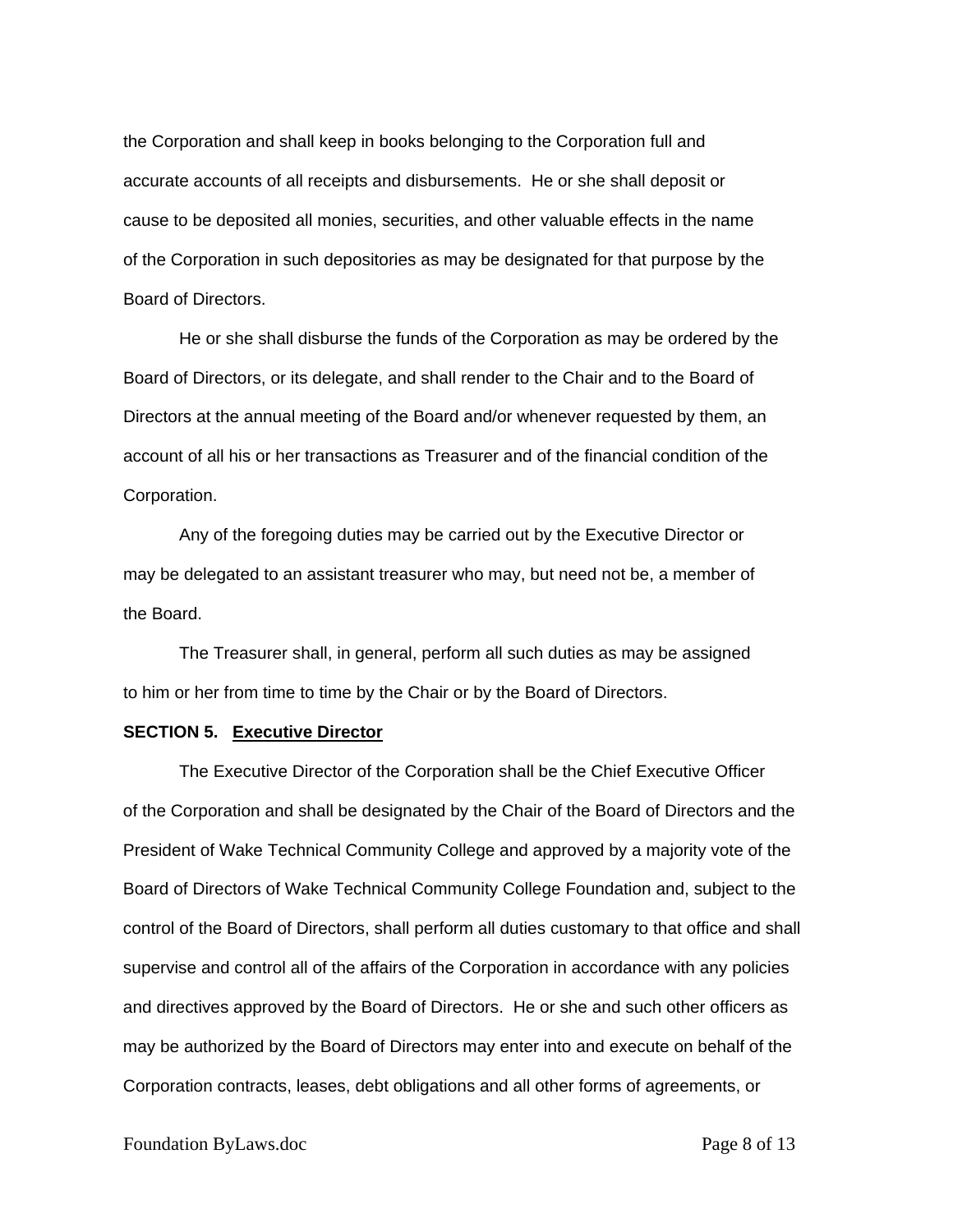the Corporation and shall keep in books belonging to the Corporation full and accurate accounts of all receipts and disbursements. He or she shall deposit or cause to be deposited all monies, securities, and other valuable effects in the name of the Corporation in such depositories as may be designated for that purpose by the Board of Directors.

He or she shall disburse the funds of the Corporation as may be ordered by the Board of Directors, or its delegate, and shall render to the Chair and to the Board of Directors at the annual meeting of the Board and/or whenever requested by them, an account of all his or her transactions as Treasurer and of the financial condition of the Corporation.

Any of the foregoing duties may be carried out by the Executive Director or may be delegated to an assistant treasurer who may, but need not be, a member of the Board.

The Treasurer shall, in general, perform all such duties as may be assigned to him or her from time to time by the Chair or by the Board of Directors.

**SECTION 5. Executive Director**

The Executive Director of the Corporation shall be the Chief Executive Officer of the Corporation and shall be designated by the Chair of the Board of Directors and the President of Wake Technical Community College and approved by a majority vote of the Board of Directors of Wake Technical Community College Foundation and, subject to the control of the Board of Directors, shall perform all duties customary to that office and shall supervise and control all of the affairs of the Corporation in accordance with any policies and directives approved by the Board of Directors. He or she and such other officers as may be authorized by the Board of Directors may enter into and execute on behalf of the Corporation contracts, leases, debt obligations and all other forms of agreements, or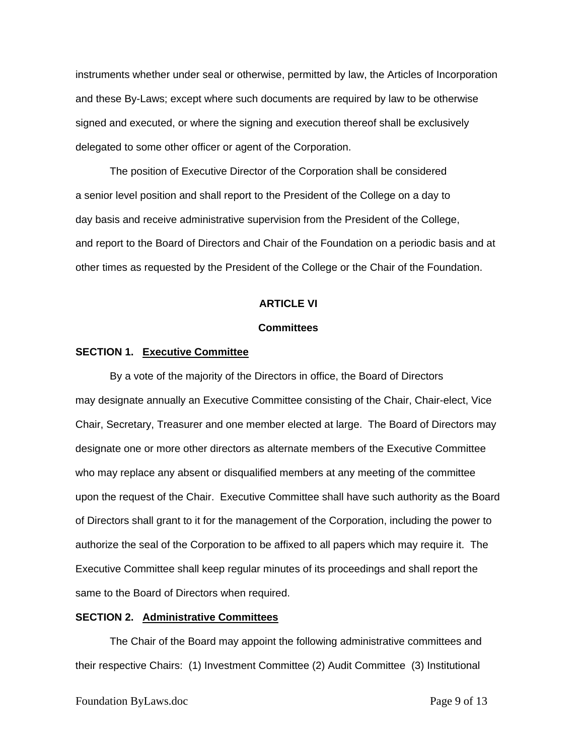instruments whether under seal or otherwise, permitted by law, the Articles of Incorporation and these By-Laws; except where such documents are required by law to be otherwise signed and executed, or where the signing and execution thereof shall be exclusively delegated to some other officer or agent of the Corporation.

The position of Executive Director of the Corporation shall be considered a senior level position and shall report to the President of the College on a day to day basis and receive administrative supervision from the President of the College, and report to the Board of Directors and Chair of the Foundation on a periodic basis and at other times as requested by the President of the College or the Chair of the Foundation.

## ARTICLE VI

## Committees

**SECTION 1. <u>Executive Committee</u>**

By a vote of the majority of the Directors in office, the Board of Directors may designate annually an Executive Committee consisting of the Chair, Chair-elect, Vice Chair, Secretary, Treasurer and one member elected at large. The Board of Directors may designate one or more other directors as alternate members of the Executive Committee who may replace any absent or disqualified members at any meeting of the committee upon the request of the Chair. Executive Committee shall have such authority as the Board of Directors shall grant to it for the management of the Corporation, including the power to authorize the seal of the Corporation to be affixed to all papers which may require it. The Executive Committee shall keep regular minutes of its proceedings and shall report the same to the Board of Directors when required.

**SECTION 2. <u>Administrative Committees</u>**

The Chair of the Board may appoint the following administrative committees and their respective Chairs: (1) Investment Committee (2) Audit Committee (3) Institutional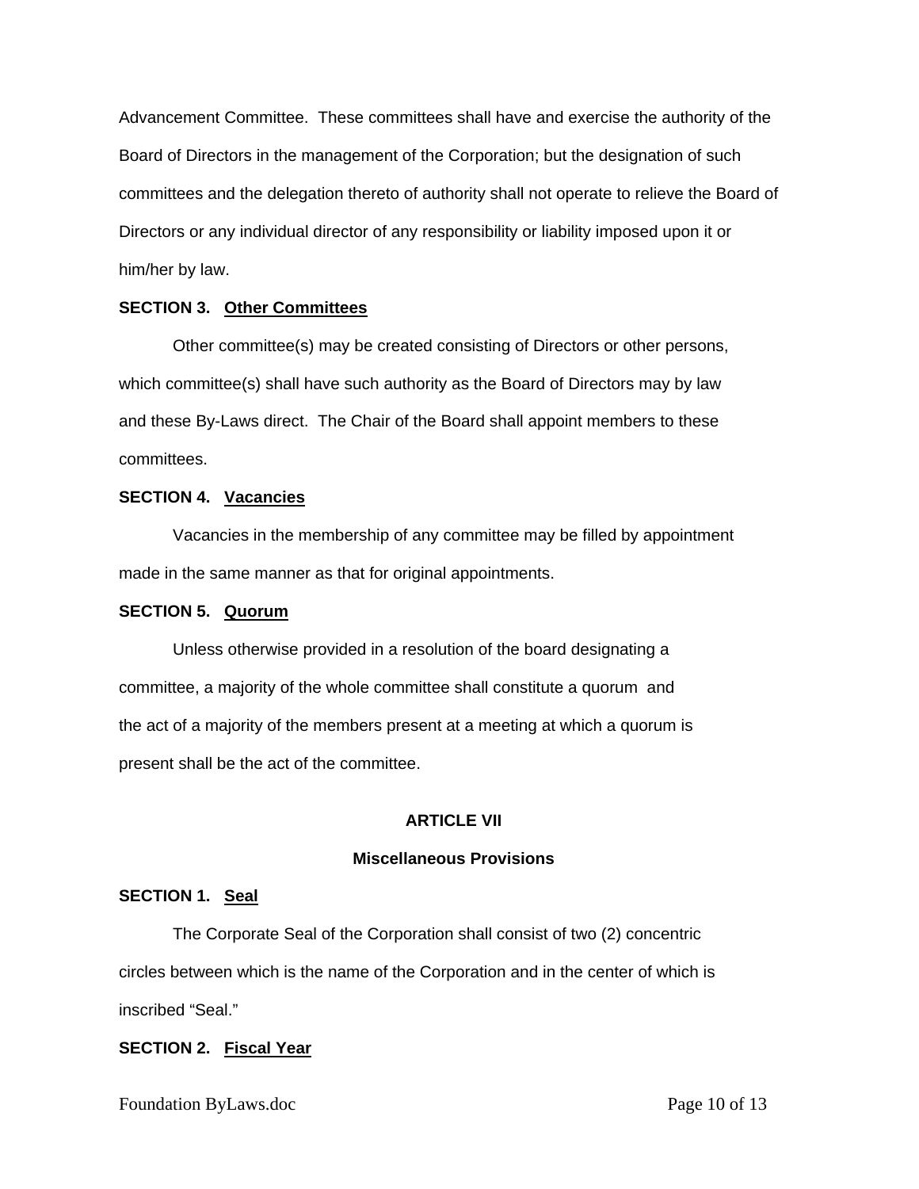Advancement Committee. These committees shall have and exercise the authority of the Board of Directors in the management of the Corporation; but the designation of such committees and the delegation thereto of authority shall not operate to relieve the Board of Directors or any individual director of any responsibility or liability imposed upon it or him/her by law.

**SECTION 3. <u>Other Committees</u>**

Other committee(s) may be created consisting of Directors or other persons, which committee(s) shall have such authority as the Board of Directors may by law and these By-Laws direct. The Chair of the Board shall appoint members to these committees.

**SECTION 4. <u>Vacancies</u>**

Vacancies in the membership of any committee may be filled by appointment made in the same manner as that for original appointments.

**SECTION 5. <u>Quorum</u>**

Unless otherwise provided in a resolution of the board designating a committee, a majority of the whole committee shall constitute a quorum and the act of a majority of the members present at a meeting at which a quorum is present shall be the act of the committee.

## ARTICLE VII

## Miscellaneous Provisions

**SECTION 1. <u>Seal</u>**

The Corporate Seal of the Corporation shall consist of two (2) concentric circles between which is the name of the Corporation and in the center of which is inscribed "Seal."

**SECTION 2. <u>Fiscal Year</u>**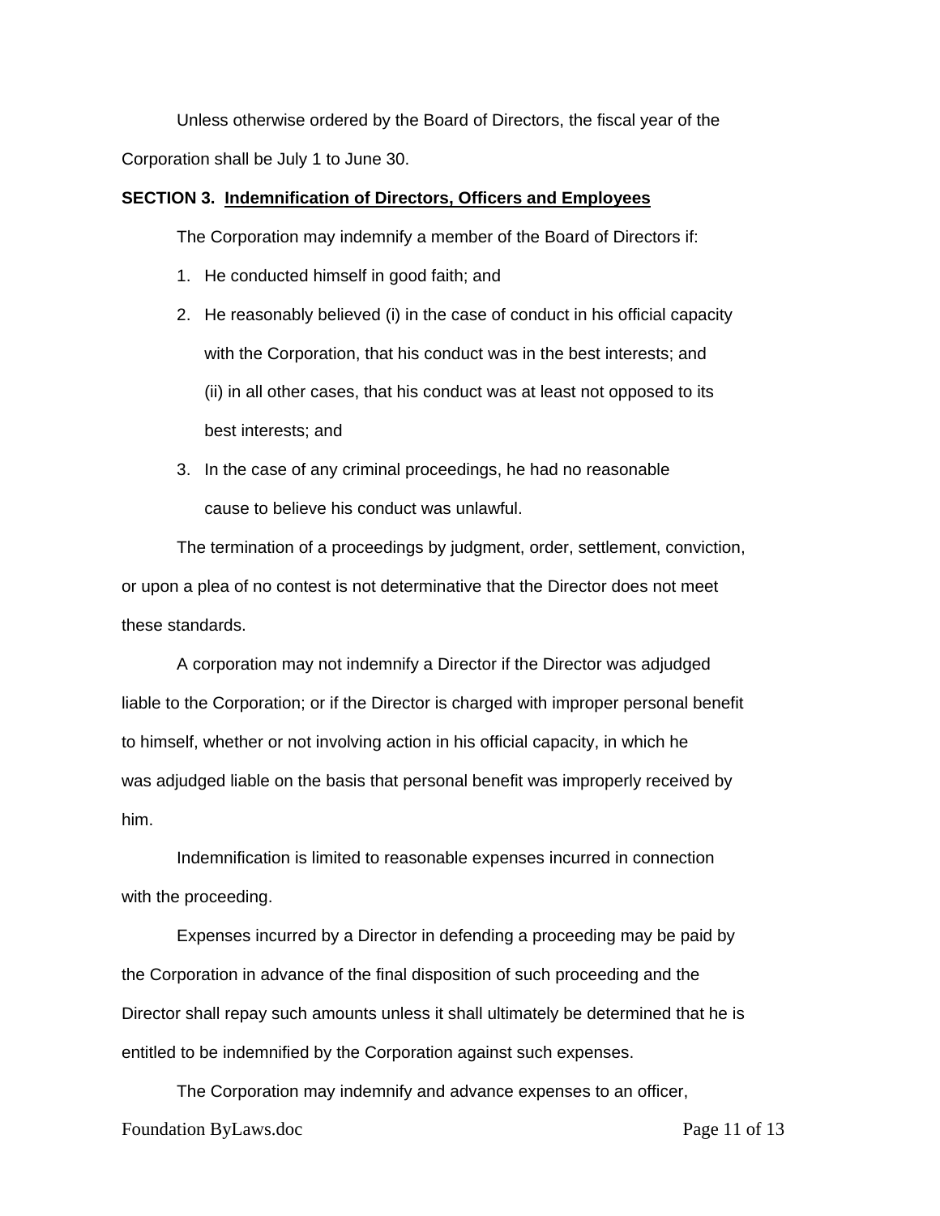Unless otherwise ordered by the Board of Directors, the fiscal year of the Corporation shall be July 1 to June 30.

**SECTION 3. Indemnification of Directors, Officers and Employees**

The Corporation may indemnify a member of the Board of Directors if:

1. He conducted himself in good faith; and
2. He reasonably believed (i) in the case of conduct in his official capacity with the Corporation, that his conduct was in the best interests; and (ii) in all other cases, that his conduct was at least not opposed to its best interests; and
3. In the case of any criminal proceedings, he had no reasonable cause to believe his conduct was unlawful.

The termination of a proceedings by judgment, order, settlement, conviction, or upon a plea of no contest is not determinative that the Director does not meet these standards.

A corporation may not indemnify a Director if the Director was adjudged liable to the Corporation; or if the Director is charged with improper personal benefit to himself, whether or not involving action in his official capacity, in which he was adjudged liable on the basis that personal benefit was improperly received by him.

Indemnification is limited to reasonable expenses incurred in connection with the proceeding.

Expenses incurred by a Director in defending a proceeding may be paid by the Corporation in advance of the final disposition of such proceeding and the Director shall repay such amounts unless it shall ultimately be determined that he is entitled to be indemnified by the Corporation against such expenses.

The Corporation may indemnify and advance expenses to an officer,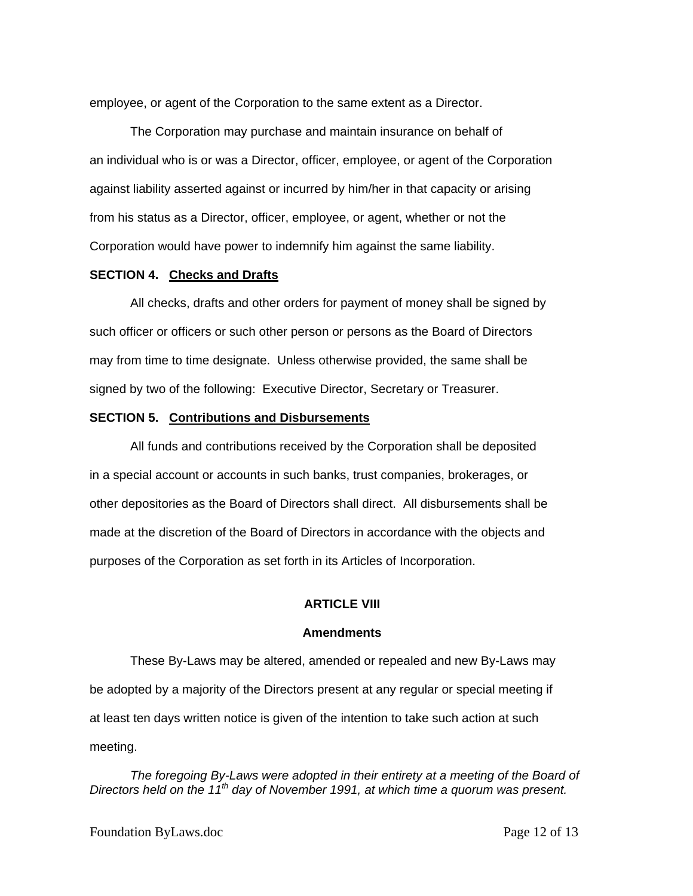employee, or agent of the Corporation to the same extent as a Director.

The Corporation may purchase and maintain insurance on behalf of an individual who is or was a Director, officer, employee, or agent of the Corporation against liability asserted against or incurred by him/her in that capacity or arising from his status as a Director, officer, employee, or agent, whether or not the Corporation would have power to indemnify him against the same liability.

**SECTION 4. <u>Checks and Drafts</u>**

All checks, drafts and other orders for payment of money shall be signed by such officer or officers or such other person or persons as the Board of Directors may from time to time designate. Unless otherwise provided, the same shall be signed by two of the following: Executive Director, Secretary or Treasurer.

**SECTION 5. <u>Contributions and Disbursements</u>**

All funds and contributions received by the Corporation shall be deposited in a special account or accounts in such banks, trust companies, brokerages, or other depositories as the Board of Directors shall direct. All disbursements shall be made at the discretion of the Board of Directors in accordance with the objects and purposes of the Corporation as set forth in its Articles of Incorporation.

## ARTICLE VIII

### Amendments

These By-Laws may be altered, amended or repealed and new By-Laws may be adopted by a majority of the Directors present at any regular or special meeting if at least ten days written notice is given of the intention to take such action at such meeting.

*The foregoing By-Laws were adopted in their entirety at a meeting of the Board of Directors held on the 11th day of November 1991, at which time a quorum was present.*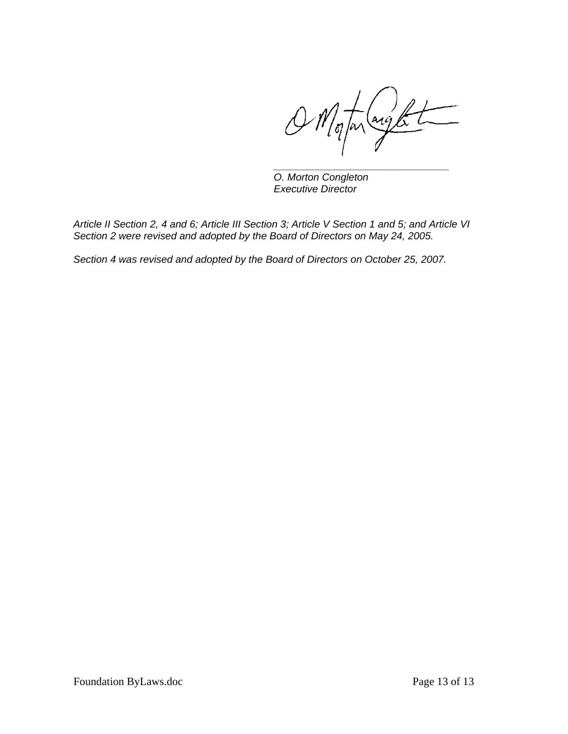\_\_\_\_\_\_\_\_\_\_\_\_\_\_\_\_\_\_\_\_\_\_\_\_\_\_\_\_\_\_\_\_

*O. Morton Congleton*
*Executive Director*

*Article II Section 2, 4 and 6; Article III Section 3; Article V Section 1 and 5; and Article VI Section 2 were revised and adopted by the Board of Directors on May 24, 2005.*

*Section 4 was revised and adopted by the Board of Directors on October 25, 2007.*